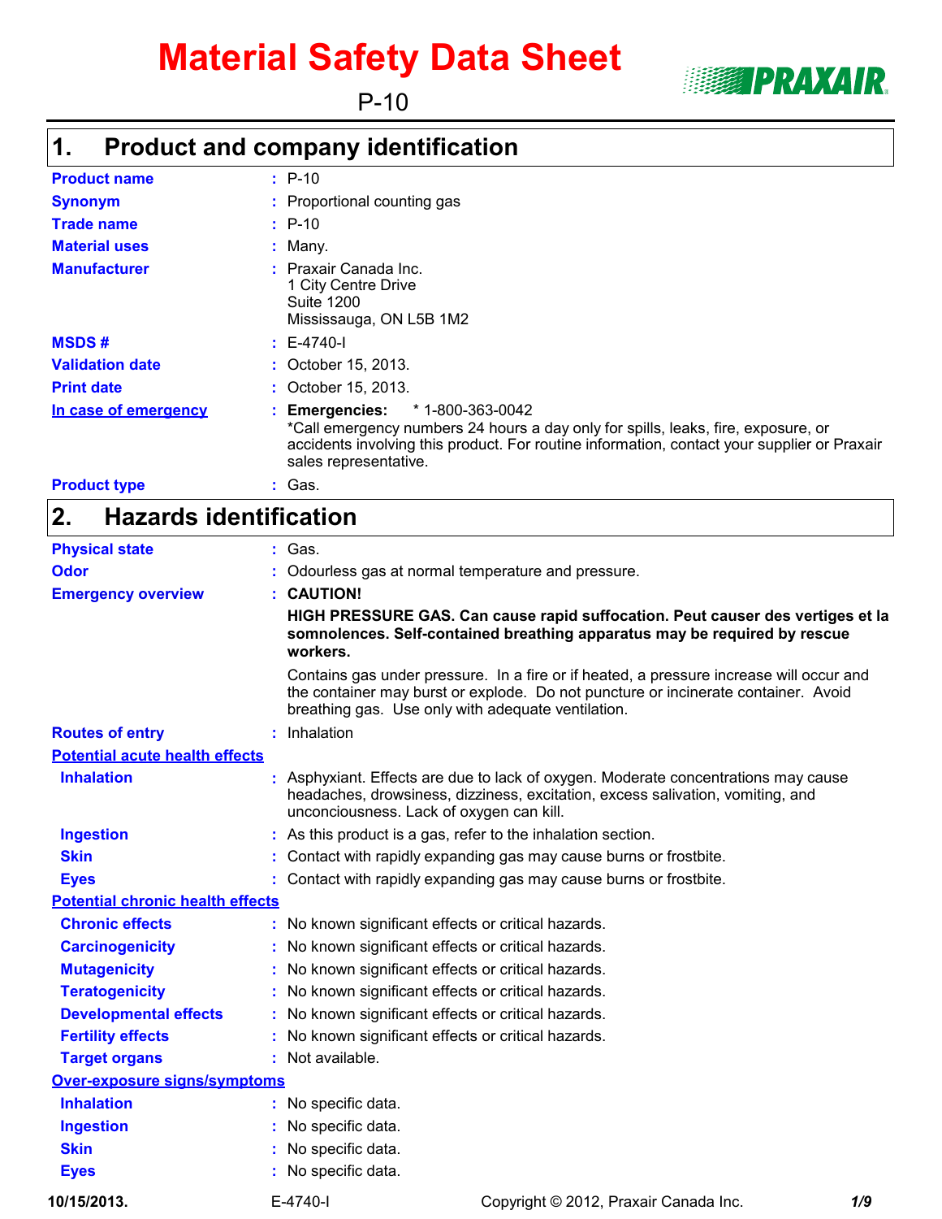# Material Safety Data Sheet

P-10

PRAXAIR

## 1. Product and company identification

**Product name** : P-10

**Synonym** : Proportional counting gas

**Trade name** : P-10

**Material uses** : Many.

**Manufacturer** : Praxair Canada Inc.
1 City Centre Drive
Suite 1200
Mississauga, ON L5B 1M2

**MSDS #** : E-4740-I

**Validation date** : October 15, 2013.

**Print date** : October 15, 2013.

**In case of emergency** : **Emergencies:** * 1-800-363-0042
*Call emergency numbers 24 hours a day only for spills, leaks, fire, exposure, or accidents involving this product. For routine information, contact your supplier or Praxair sales representative.

**Product type** : Gas.

## 2. Hazards identification

**Physical state** : Gas.

**Odor** : Odourless gas at normal temperature and pressure.

**Emergency overview** : **CAUTION!**

**HIGH PRESSURE GAS. Can cause rapid suffocation. Peut causer des vertiges et la somnolences. Self-contained breathing apparatus may be required by rescue workers.**

Contains gas under pressure. In a fire or if heated, a pressure increase will occur and the container may burst or explode. Do not puncture or incinerate container. Avoid breathing gas. Use only with adequate ventilation.

**Routes of entry** : Inhalation

**Potential acute health effects**

**Inhalation** : Asphyxiant. Effects are due to lack of oxygen. Moderate concentrations may cause headaches, drowsiness, dizziness, excitation, excess salivation, vomiting, and unconciousness. Lack of oxygen can kill.

**Ingestion** : As this product is a gas, refer to the inhalation section.

**Skin** : Contact with rapidly expanding gas may cause burns or frostbite.

**Eyes** : Contact with rapidly expanding gas may cause burns or frostbite.

**Potential chronic health effects**

**Chronic effects** : No known significant effects or critical hazards.

**Carcinogenicity** : No known significant effects or critical hazards.

**Mutagenicity** : No known significant effects or critical hazards.

**Teratogenicity** : No known significant effects or critical hazards.

**Developmental effects** : No known significant effects or critical hazards.

**Fertility effects** : No known significant effects or critical hazards.

**Target organs** : Not available.

**Over-exposure signs/symptoms**

**Inhalation** : No specific data.

**Ingestion** : No specific data.

**Skin** : No specific data.

**Eyes** : No specific data.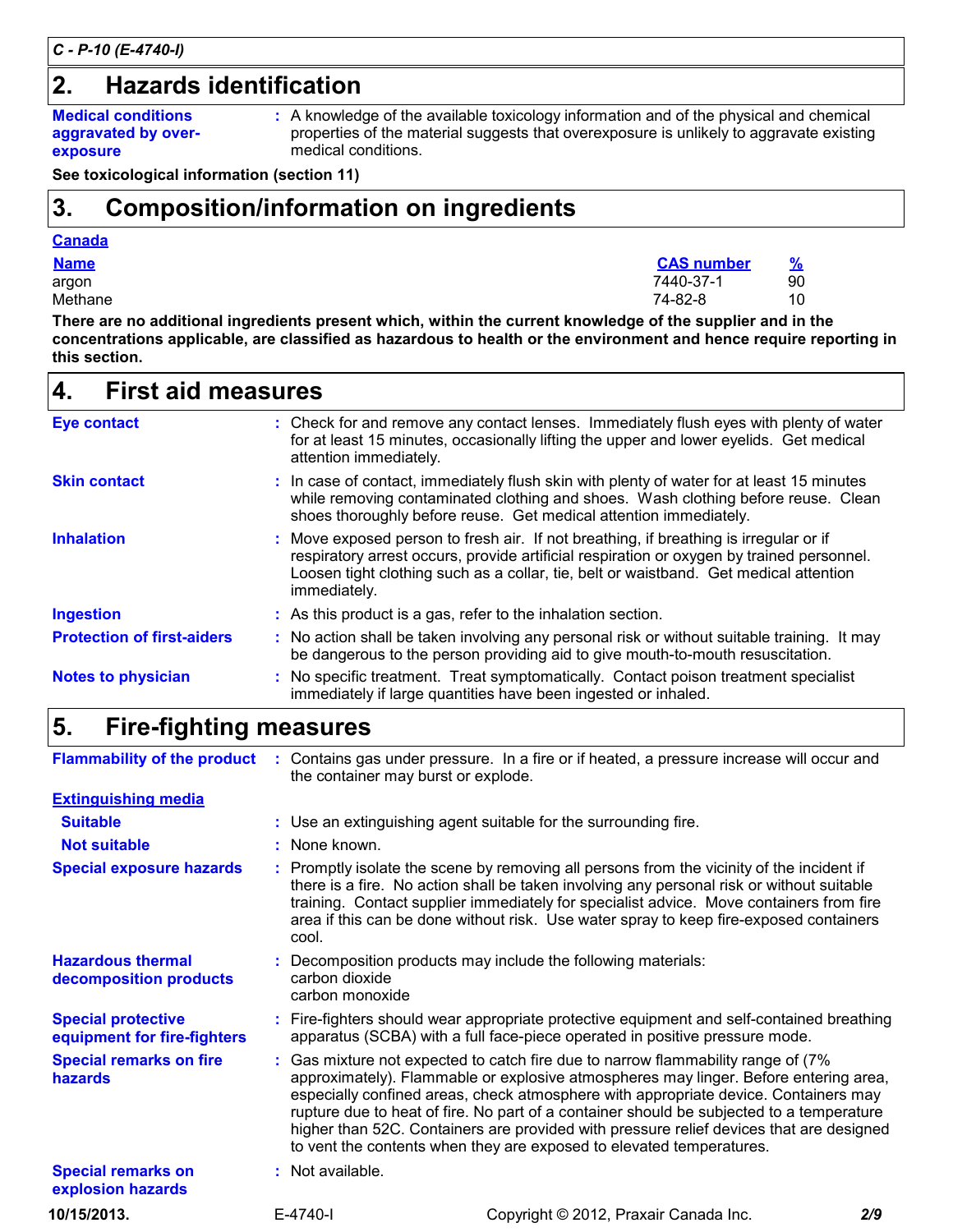## 2. Hazards identification

**Medical conditions aggravated by over-exposure** : A knowledge of the available toxicology information and of the physical and chemical properties of the material suggests that overexposure is unlikely to aggravate existing medical conditions.

**See toxicological information (section 11)**

## 3. Composition/information on ingredients

**Canada**

| Name | CAS number | % |
|---|---|---|
| argon | 7440-37-1 | 90 |
| Methane | 74-82-8 | 10 |

**There are no additional ingredients present which, within the current knowledge of the supplier and in the concentrations applicable, are classified as hazardous to health or the environment and hence require reporting in this section.**

## 4. First aid measures

**Eye contact** : Check for and remove any contact lenses. Immediately flush eyes with plenty of water for at least 15 minutes, occasionally lifting the upper and lower eyelids. Get medical attention immediately.

**Skin contact** : In case of contact, immediately flush skin with plenty of water for at least 15 minutes while removing contaminated clothing and shoes. Wash clothing before reuse. Clean shoes thoroughly before reuse. Get medical attention immediately.

**Inhalation** : Move exposed person to fresh air. If not breathing, if breathing is irregular or if respiratory arrest occurs, provide artificial respiration or oxygen by trained personnel. Loosen tight clothing such as a collar, tie, belt or waistband. Get medical attention immediately.

**Ingestion** : As this product is a gas, refer to the inhalation section.

**Protection of first-aiders** : No action shall be taken involving any personal risk or without suitable training. It may be dangerous to the person providing aid to give mouth-to-mouth resuscitation.

**Notes to physician** : No specific treatment. Treat symptomatically. Contact poison treatment specialist immediately if large quantities have been ingested or inhaled.

## 5. Fire-fighting measures

**Flammability of the product** : Contains gas under pressure. In a fire or if heated, a pressure increase will occur and the container may burst or explode.

**Extinguishing media**

**Suitable** : Use an extinguishing agent suitable for the surrounding fire.

**Not suitable** : None known.

**Special exposure hazards** : Promptly isolate the scene by removing all persons from the vicinity of the incident if there is a fire. No action shall be taken involving any personal risk or without suitable training. Contact supplier immediately for specialist advice. Move containers from fire area if this can be done without risk. Use water spray to keep fire-exposed containers cool.

**Hazardous thermal decomposition products** : Decomposition products may include the following materials:
carbon dioxide
carbon monoxide

**Special protective equipment for fire-fighters** : Fire-fighters should wear appropriate protective equipment and self-contained breathing apparatus (SCBA) with a full face-piece operated in positive pressure mode.

**Special remarks on fire hazards** : Gas mixture not expected to catch fire due to narrow flammability range of (7% approximately). Flammable or explosive atmospheres may linger. Before entering area, especially confined areas, check atmosphere with appropriate device. Containers may rupture due to heat of fire. No part of a container should be subjected to a temperature higher than 52C. Containers are provided with pressure relief devices that are designed to vent the contents when they are exposed to elevated temperatures.

**Special remarks on explosion hazards** : Not available.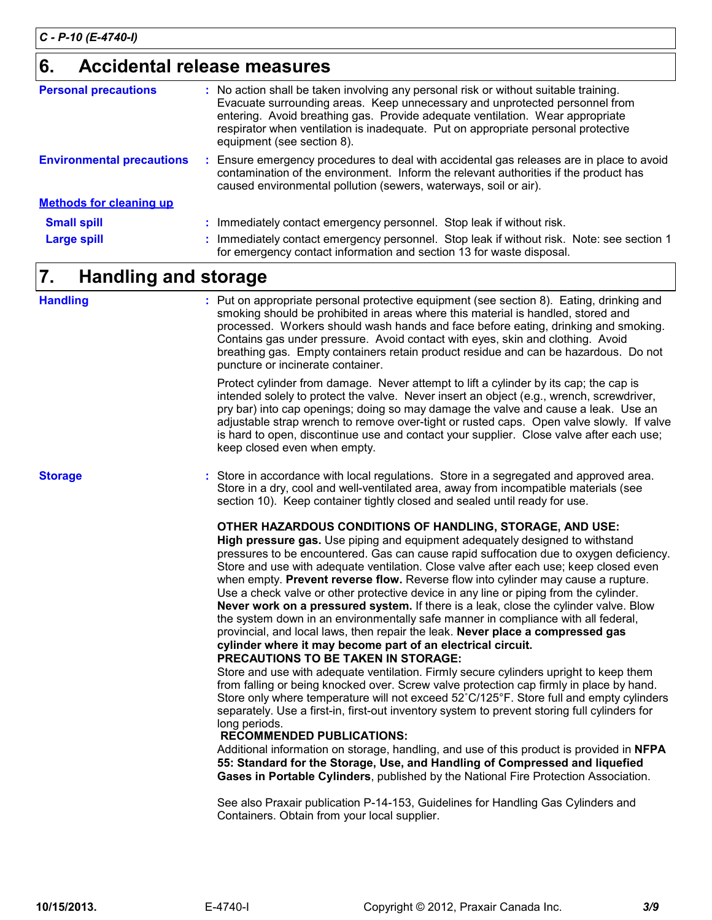## 6. Accidental release measures

**Personal precautions** : No action shall be taken involving any personal risk or without suitable training. Evacuate surrounding areas. Keep unnecessary and unprotected personnel from entering. Avoid breathing gas. Provide adequate ventilation. Wear appropriate respirator when ventilation is inadequate. Put on appropriate personal protective equipment (see section 8).

**Environmental precautions** : Ensure emergency procedures to deal with accidental gas releases are in place to avoid contamination of the environment. Inform the relevant authorities if the product has caused environmental pollution (sewers, waterways, soil or air).

**Methods for cleaning up**

**Small spill** : Immediately contact emergency personnel. Stop leak if without risk.

**Large spill** : Immediately contact emergency personnel. Stop leak if without risk. Note: see section 1 for emergency contact information and section 13 for waste disposal.

## 7. Handling and storage

**Handling** : Put on appropriate personal protective equipment (see section 8). Eating, drinking and smoking should be prohibited in areas where this material is handled, stored and processed. Workers should wash hands and face before eating, drinking and smoking. Contains gas under pressure. Avoid contact with eyes, skin and clothing. Avoid breathing gas. Empty containers retain product residue and can be hazardous. Do not puncture or incinerate container.

Protect cylinder from damage. Never attempt to lift a cylinder by its cap; the cap is intended solely to protect the valve. Never insert an object (e.g., wrench, screwdriver, pry bar) into cap openings; doing so may damage the valve and cause a leak. Use an adjustable strap wrench to remove over-tight or rusted caps. Open valve slowly. If valve is hard to open, discontinue use and contact your supplier. Close valve after each use; keep closed even when empty.

**Storage** : Store in accordance with local regulations. Store in a segregated and approved area. Store in a dry, cool and well-ventilated area, away from incompatible materials (see section 10). Keep container tightly closed and sealed until ready for use.

**OTHER HAZARDOUS CONDITIONS OF HANDLING, STORAGE, AND USE:**
**High pressure gas.** Use piping and equipment adequately designed to withstand pressures to be encountered. Gas can cause rapid suffocation due to oxygen deficiency. Store and use with adequate ventilation. Close valve after each use; keep closed even when empty. **Prevent reverse flow.** Reverse flow into cylinder may cause a rupture. Use a check valve or other protective device in any line or piping from the cylinder. **Never work on a pressured system.** If there is a leak, close the cylinder valve. Blow the system down in an environmentally safe manner in compliance with all federal, provincial, and local laws, then repair the leak. **Never place a compressed gas cylinder where it may become part of an electrical circuit.**
**PRECAUTIONS TO BE TAKEN IN STORAGE:**
Store and use with adequate ventilation. Firmly secure cylinders upright to keep them from falling or being knocked over. Screw valve protection cap firmly in place by hand. Store only where temperature will not exceed 52˚C/125°F. Store full and empty cylinders separately. Use a first-in, first-out inventory system to prevent storing full cylinders for long periods.
**RECOMMENDED PUBLICATIONS:**
Additional information on storage, handling, and use of this product is provided in **NFPA 55: Standard for the Storage, Use, and Handling of Compressed and liquefied Gases in Portable Cylinders**, published by the National Fire Protection Association.

See also Praxair publication P-14-153, Guidelines for Handling Gas Cylinders and Containers. Obtain from your local supplier.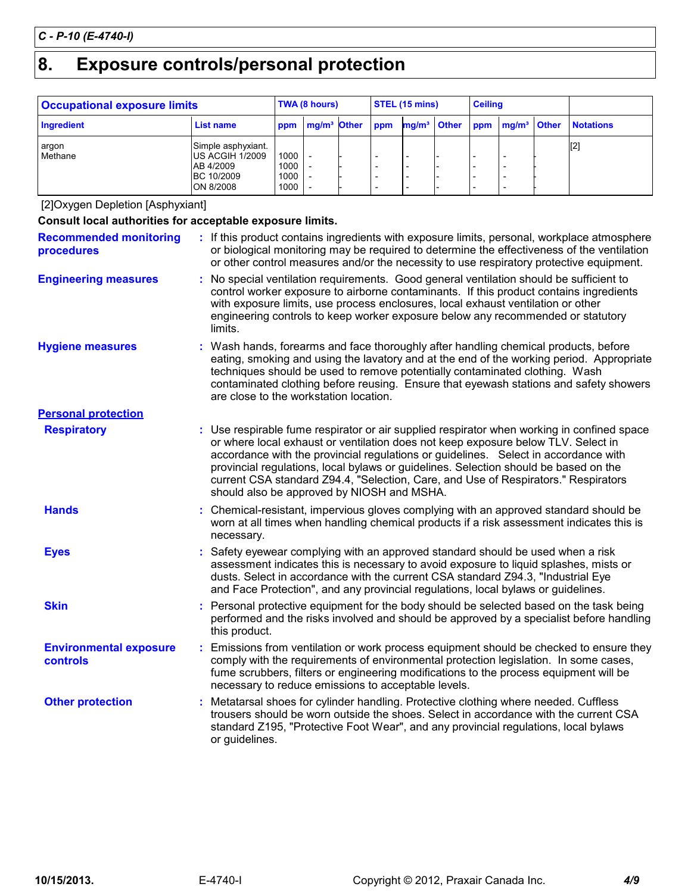C - P-10 (E-4740-I)

# 8. Exposure controls/personal protection

| Occupational exposure limits | | TWA (8 hours) | | | STEL (15 mins) | | | Ceiling | | | |
|---|---|---|---|---|---|---|---|---|---|---|---|
| Ingredient | List name | ppm | mg/m³ | Other | ppm | mg/m³ | Other | ppm | mg/m³ | Other | Notations |
| argon | Simple asphyxiant. | | | | | | | | | | [2] |
| Methane | US ACGIH 1/2009 | 1000 | - | - | - | - | - | - | - | - | |
| | AB 4/2009 | 1000 | - | - | - | - | - | - | - | - | |
| | BC 10/2009 | 1000 | - | - | - | - | - | - | - | - | |
| | ON 8/2008 | 1000 | - | - | - | - | - | - | - | - | |

[2]Oxygen Depletion [Asphyxiant]

**Consult local authorities for acceptable exposure limits.**

**Recommended monitoring procedures** : If this product contains ingredients with exposure limits, personal, workplace atmosphere or biological monitoring may be required to determine the effectiveness of the ventilation or other control measures and/or the necessity to use respiratory protective equipment.

**Engineering measures** : No special ventilation requirements. Good general ventilation should be sufficient to control worker exposure to airborne contaminants. If this product contains ingredients with exposure limits, use process enclosures, local exhaust ventilation or other engineering controls to keep worker exposure below any recommended or statutory limits.

**Hygiene measures** : Wash hands, forearms and face thoroughly after handling chemical products, before eating, smoking and using the lavatory and at the end of the working period. Appropriate techniques should be used to remove potentially contaminated clothing. Wash contaminated clothing before reusing. Ensure that eyewash stations and safety showers are close to the workstation location.

**Personal protection**

**Respiratory** : Use respirable fume respirator or air supplied respirator when working in confined space or where local exhaust or ventilation does not keep exposure below TLV. Select in accordance with the provincial regulations or guidelines. Select in accordance with provincial regulations, local bylaws or guidelines. Selection should be based on the current CSA standard Z94.4, "Selection, Care, and Use of Respirators." Respirators should also be approved by NIOSH and MSHA.

**Hands** : Chemical-resistant, impervious gloves complying with an approved standard should be worn at all times when handling chemical products if a risk assessment indicates this is necessary.

**Eyes** : Safety eyewear complying with an approved standard should be used when a risk assessment indicates this is necessary to avoid exposure to liquid splashes, mists or dusts. Select in accordance with the current CSA standard Z94.3, "Industrial Eye and Face Protection", and any provincial regulations, local bylaws or guidelines.

**Skin** : Personal protective equipment for the body should be selected based on the task being performed and the risks involved and should be approved by a specialist before handling this product.

**Environmental exposure controls** : Emissions from ventilation or work process equipment should be checked to ensure they comply with the requirements of environmental protection legislation. In some cases, fume scrubbers, filters or engineering modifications to the process equipment will be necessary to reduce emissions to acceptable levels.

**Other protection** : Metatarsal shoes for cylinder handling. Protective clothing where needed. Cuffless trousers should be worn outside the shoes. Select in accordance with the current CSA standard Z195, "Protective Foot Wear", and any provincial regulations, local bylaws or guidelines.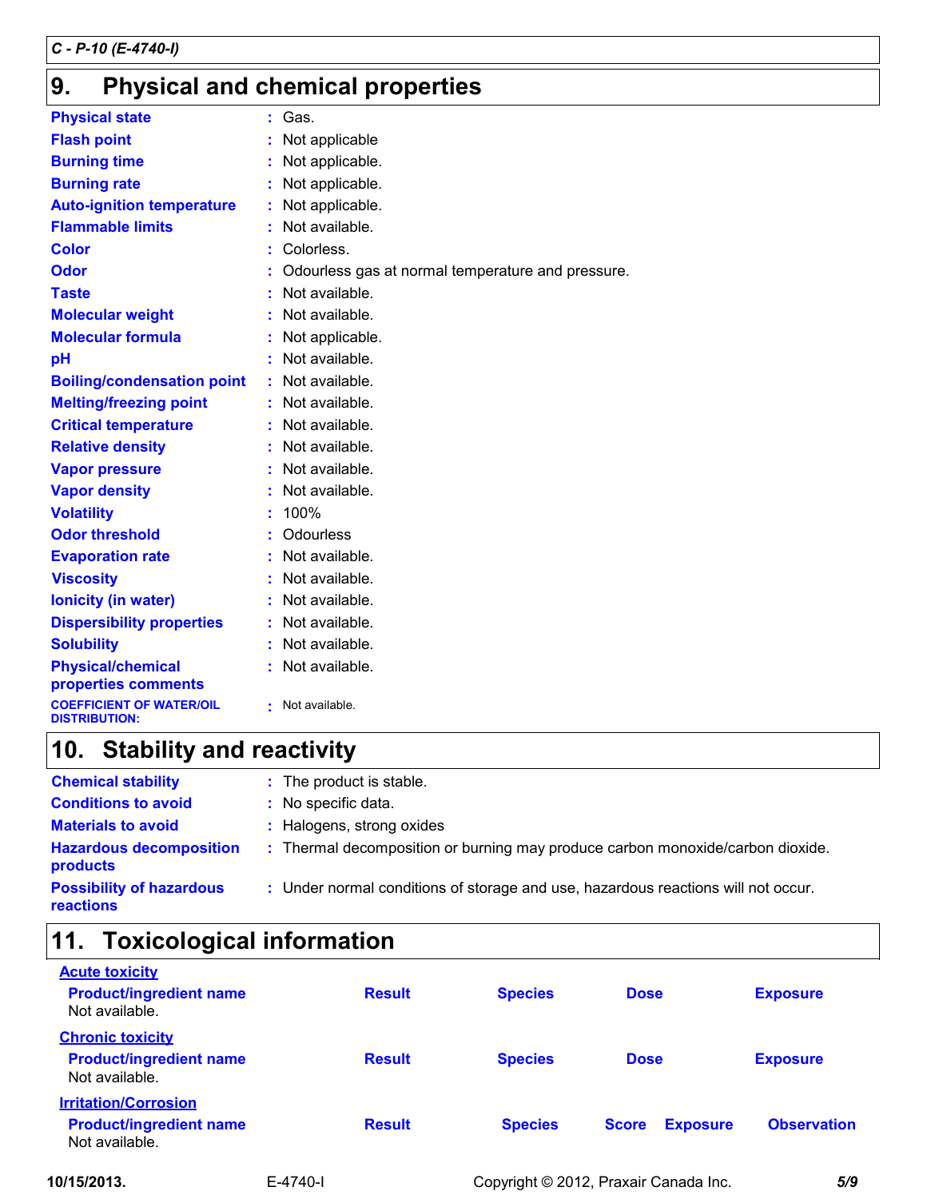C - P-10 (E-4740-I)

## 9. Physical and chemical properties

| | |
|---|---|
| **Physical state** | Gas. |
| **Flash point** | Not applicable |
| **Burning time** | Not applicable. |
| **Burning rate** | Not applicable. |
| **Auto-ignition temperature** | Not applicable. |
| **Flammable limits** | Not available. |
| **Color** | Colorless. |
| **Odor** | Odourless gas at normal temperature and pressure. |
| **Taste** | Not available. |
| **Molecular weight** | Not available. |
| **Molecular formula** | Not applicable. |
| **pH** | Not available. |
| **Boiling/condensation point** | Not available. |
| **Melting/freezing point** | Not available. |
| **Critical temperature** | Not available. |
| **Relative density** | Not available. |
| **Vapor pressure** | Not available. |
| **Vapor density** | Not available. |
| **Volatility** | 100% |
| **Odor threshold** | Odourless |
| **Evaporation rate** | Not available. |
| **Viscosity** | Not available. |
| **Ionicity (in water)** | Not available. |
| **Dispersibility properties** | Not available. |
| **Solubility** | Not available. |
| **Physical/chemical properties comments** | Not available. |
| **COEFFICIENT OF WATER/OIL DISTRIBUTION:** | Not available. |

## 10. Stability and reactivity

| | |
|---|---|
| **Chemical stability** | The product is stable. |
| **Conditions to avoid** | No specific data. |
| **Materials to avoid** | Halogens, strong oxides |
| **Hazardous decomposition products** | Thermal decomposition or burning may produce carbon monoxide/carbon dioxide. |
| **Possibility of hazardous reactions** | Under normal conditions of storage and use, hazardous reactions will not occur. |

## 11. Toxicological information

**Acute toxicity**

| Product/ingredient name | Result | Species | Dose | Exposure |
|---|---|---|---|---|
| Not available. | | | | |

**Chronic toxicity**

| Product/ingredient name | Result | Species | Dose | Exposure |
|---|---|---|---|---|
| Not available. | | | | |

**Irritation/Corrosion**

| Product/ingredient name | Result | Species | Score | Exposure | Observation |
|---|---|---|---|---|---|
| Not available. | | | | | |

10/15/2013. E-4740-I Copyright © 2012, Praxair Canada Inc.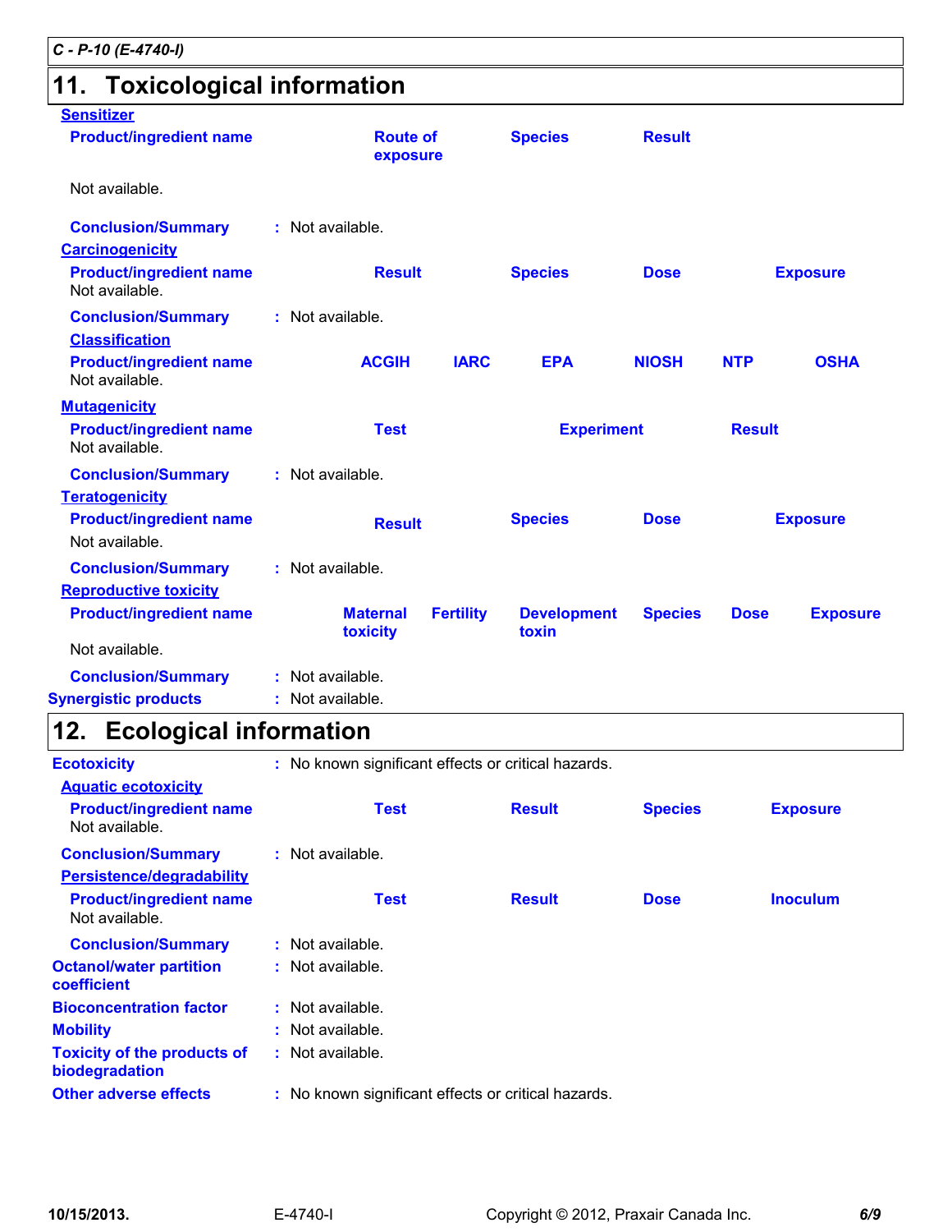## 11. Toxicological information

**Sensitizer**

| Product/ingredient name | Route of exposure | Species | Result |
| --- | --- | --- | --- |
| Not available. | | | |

**Conclusion/Summary** : Not available.

**Carcinogenicity**

| Product/ingredient name | Result | Species | Dose | Exposure |
| --- | --- | --- | --- | --- |
| Not available. | | | | |

**Conclusion/Summary** : Not available.

**Classification**

| Product/ingredient name | ACGIH | IARC | EPA | NIOSH | NTP | OSHA |
| --- | --- | --- | --- | --- | --- | --- |
| Not available. | | | | | | |

**Mutagenicity**

| Product/ingredient name | Test | Experiment | Result |
| --- | --- | --- | --- |
| Not available. | | | |

**Conclusion/Summary** : Not available.

**Teratogenicity**

| Product/ingredient name | Result | Species | Dose | Exposure |
| --- | --- | --- | --- | --- |
| Not available. | | | | |

**Conclusion/Summary** : Not available.

**Reproductive toxicity**

| Product/ingredient name | Maternal toxicity | Fertility | Development toxin | Species | Dose | Exposure |
| --- | --- | --- | --- | --- | --- | --- |
| Not available. | | | | | | |

**Conclusion/Summary** : Not available.

**Synergistic products** : Not available.

## 12. Ecological information

**Ecotoxicity** : No known significant effects or critical hazards.

**Aquatic ecotoxicity**

| Product/ingredient name | Test | Result | Species | Exposure |
| --- | --- | --- | --- | --- |
| Not available. | | | | |

**Conclusion/Summary** : Not available.

**Persistence/degradability**

| Product/ingredient name | Test | Result | Dose | Inoculum |
| --- | --- | --- | --- | --- |
| Not available. | | | | |

**Conclusion/Summary** : Not available.

**Octanol/water partition coefficient** : Not available.

**Bioconcentration factor** : Not available.

**Mobility** : Not available.

**Toxicity of the products of biodegradation** : Not available.

**Other adverse effects** : No known significant effects or critical hazards.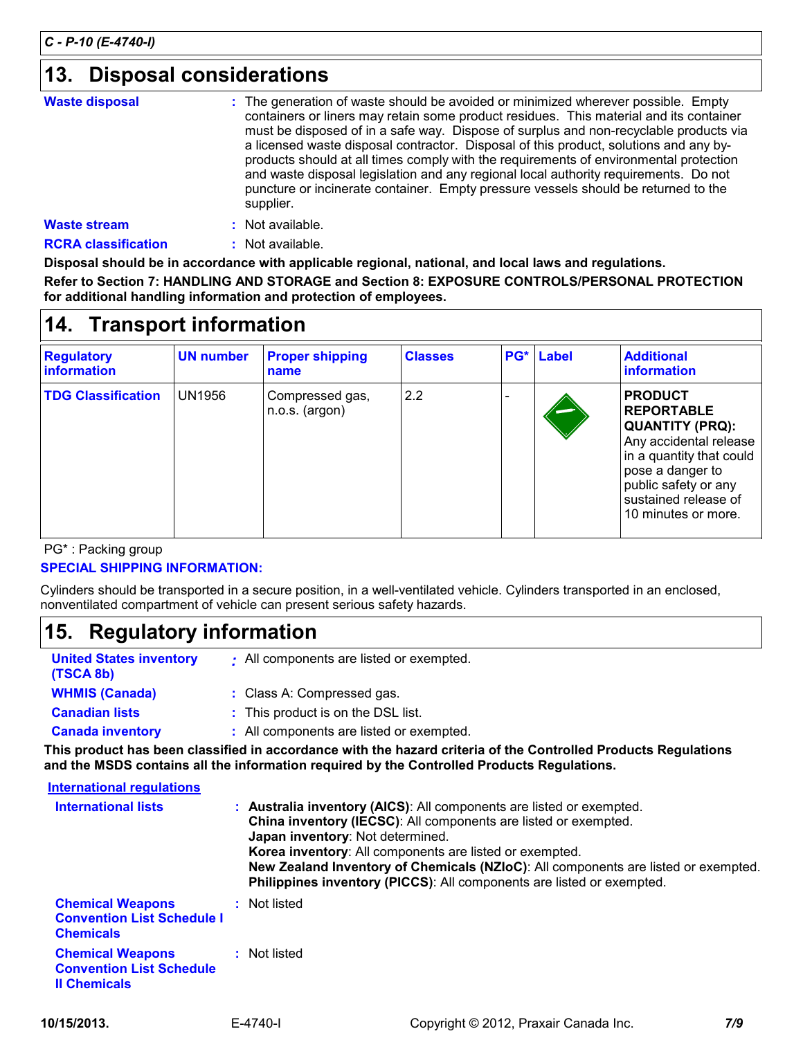## 13. Disposal considerations

**Waste disposal** : The generation of waste should be avoided or minimized wherever possible. Empty containers or liners may retain some product residues. This material and its container must be disposed of in a safe way. Dispose of surplus and non-recyclable products via a licensed waste disposal contractor. Disposal of this product, solutions and any by-products should at all times comply with the requirements of environmental protection and waste disposal legislation and any regional local authority requirements. Do not puncture or incinerate container. Empty pressure vessels should be returned to the supplier.

**Waste stream** : Not available.

**RCRA classification** : Not available.

**Disposal should be in accordance with applicable regional, national, and local laws and regulations.**

**Refer to Section 7: HANDLING AND STORAGE and Section 8: EXPOSURE CONTROLS/PERSONAL PROTECTION for additional handling information and protection of employees.**

## 14. Transport information

| Regulatory information | UN number | Proper shipping name | Classes | PG* | Label | Additional information |
|---|---|---|---|---|---|---|
| TDG Classification | UN1956 | Compressed gas, n.o.s. (argon) | 2.2 | - | | **PRODUCT REPORTABLE QUANTITY (PRQ):** Any accidental release in a quantity that could pose a danger to public safety or any sustained release of 10 minutes or more. |

PG* : Packing group

**SPECIAL SHIPPING INFORMATION:**

Cylinders should be transported in a secure position, in a well-ventilated vehicle. Cylinders transported in an enclosed, nonventilated compartment of vehicle can present serious safety hazards.

## 15. Regulatory information

**United States inventory (TSCA 8b)** : All components are listed or exempted.

**WHMIS (Canada)** : Class A: Compressed gas.

**Canadian lists** : This product is on the DSL list.

**Canada inventory** : All components are listed or exempted.

**This product has been classified in accordance with the hazard criteria of the Controlled Products Regulations and the MSDS contains all the information required by the Controlled Products Regulations.**

**International regulations**

**International lists** :
**Australia inventory (AICS)**: All components are listed or exempted.
**China inventory (IECSC)**: All components are listed or exempted.
**Japan inventory**: Not determined.
**Korea inventory**: All components are listed or exempted.
**New Zealand Inventory of Chemicals (NZIoC)**: All components are listed or exempted.
**Philippines inventory (PICCS)**: All components are listed or exempted.

**Chemical Weapons Convention List Schedule I Chemicals** : Not listed

**Chemical Weapons Convention List Schedule II Chemicals** : Not listed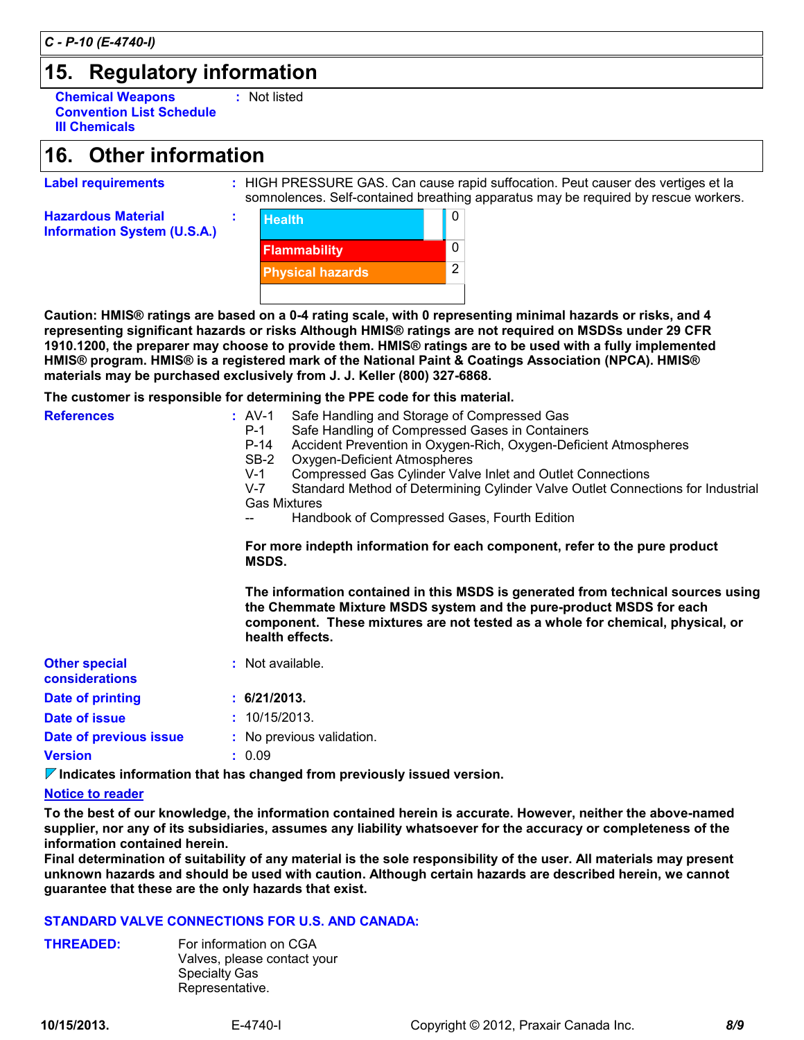C - P-10 (E-4740-I)

## 15. Regulatory information

**Chemical Weapons Convention List Schedule III Chemicals** : Not listed

## 16. Other information

**Label requirements** : HIGH PRESSURE GAS. Can cause rapid suffocation. Peut causer des vertiges et la somnolences. Self-contained breathing apparatus may be required by rescue workers.

**Hazardous Material Information System (U.S.A.)** :

| | |
|---|---|
| Health | 0 |
| Flammability | 0 |
| Physical hazards | 2 |
| | |

**Caution: HMIS® ratings are based on a 0-4 rating scale, with 0 representing minimal hazards or risks, and 4 representing significant hazards or risks Although HMIS® ratings are not required on MSDSs under 29 CFR 1910.1200, the preparer may choose to provide them. HMIS® ratings are to be used with a fully implemented HMIS® program. HMIS® is a registered mark of the National Paint & Coatings Association (NPCA). HMIS® materials may be purchased exclusively from J. J. Keller (800) 327-6868.**

**The customer is responsible for determining the PPE code for this material.**

**References** :
- AV-1 Safe Handling and Storage of Compressed Gas
- P-1 Safe Handling of Compressed Gases in Containers
- P-14 Accident Prevention in Oxygen-Rich, Oxygen-Deficient Atmospheres
- SB-2 Oxygen-Deficient Atmospheres
- V-1 Compressed Gas Cylinder Valve Inlet and Outlet Connections
- V-7 Standard Method of Determining Cylinder Valve Outlet Connections for Industrial Gas Mixtures
- -- Handbook of Compressed Gases, Fourth Edition

**For more indepth information for each component, refer to the pure product MSDS.**

**The information contained in this MSDS is generated from technical sources using the Chemmate Mixture MSDS system and the pure-product MSDS for each component. These mixtures are not tested as a whole for chemical, physical, or health effects.**

**Other special considerations** : Not available.

**Date of printing** : **6/21/2013.**

**Date of issue** : 10/15/2013.

**Date of previous issue** : No previous validation.

**Version** : 0.09

**Indicates information that has changed from previously issued version.**

**Notice to reader**

**To the best of our knowledge, the information contained herein is accurate. However, neither the above-named supplier, nor any of its subsidiaries, assumes any liability whatsoever for the accuracy or completeness of the information contained herein.**
**Final determination of suitability of any material is the sole responsibility of the user. All materials may present unknown hazards and should be used with caution. Although certain hazards are described herein, we cannot guarantee that these are the only hazards that exist.**

**STANDARD VALVE CONNECTIONS FOR U.S. AND CANADA:**

**THREADED:** For information on CGA Valves, please contact your Specialty Gas Representative.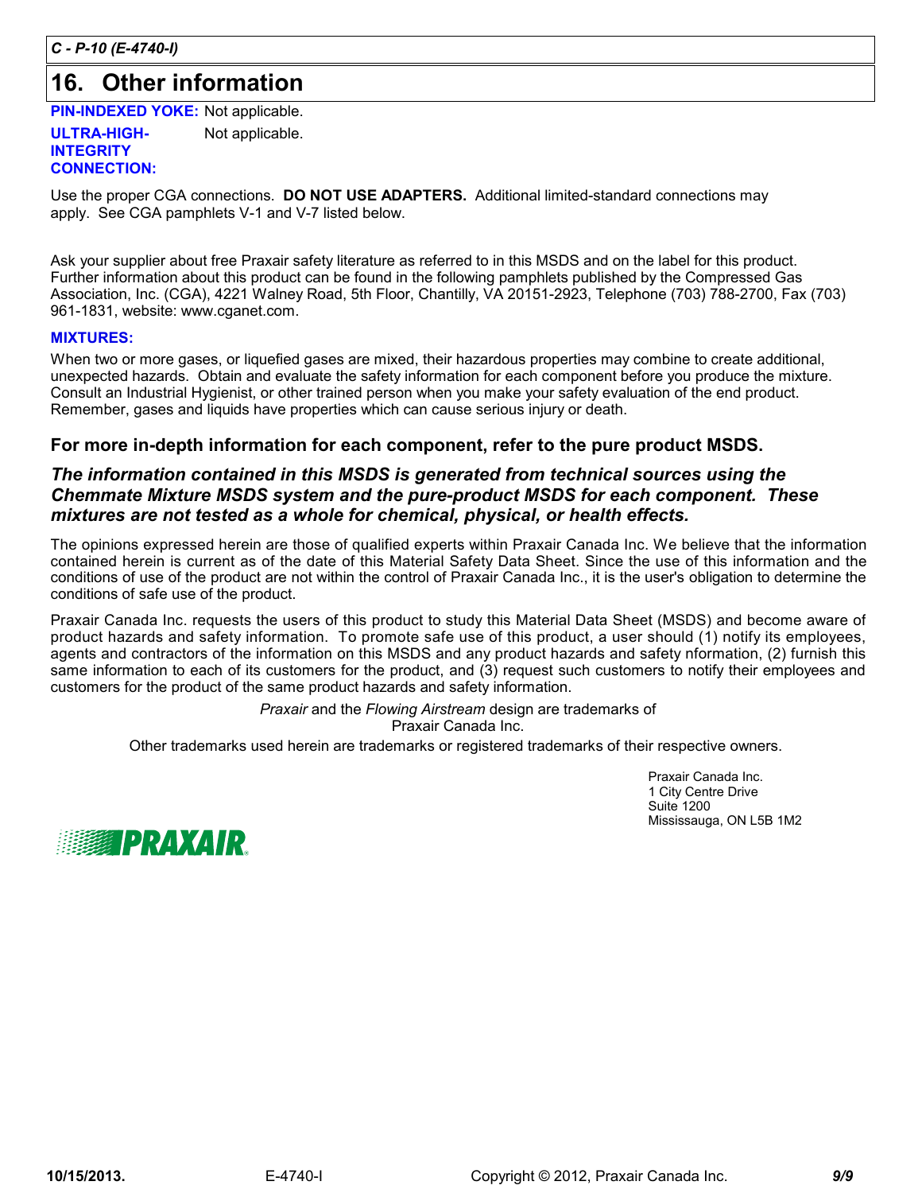## 16. Other information

**PIN-INDEXED YOKE:** Not applicable.

**ULTRA-HIGH-INTEGRITY CONNECTION:** Not applicable.

Use the proper CGA connections. **DO NOT USE ADAPTERS.** Additional limited-standard connections may apply. See CGA pamphlets V-1 and V-7 listed below.

Ask your supplier about free Praxair safety literature as referred to in this MSDS and on the label for this product. Further information about this product can be found in the following pamphlets published by the Compressed Gas Association, Inc. (CGA), 4221 Walney Road, 5th Floor, Chantilly, VA 20151-2923, Telephone (703) 788-2700, Fax (703) 961-1831, website: www.cganet.com.

**MIXTURES:**

When two or more gases, or liquefied gases are mixed, their hazardous properties may combine to create additional, unexpected hazards. Obtain and evaluate the safety information for each component before you produce the mixture. Consult an Industrial Hygienist, or other trained person when you make your safety evaluation of the end product. Remember, gases and liquids have properties which can cause serious injury or death.

**For more in-depth information for each component, refer to the pure product MSDS.**

***The information contained in this MSDS is generated from technical sources using the Chemmate Mixture MSDS system and the pure-product MSDS for each component. These mixtures are not tested as a whole for chemical, physical, or health effects.***

The opinions expressed herein are those of qualified experts within Praxair Canada Inc. We believe that the information contained herein is current as of the date of this Material Safety Data Sheet. Since the use of this information and the conditions of use of the product are not within the control of Praxair Canada Inc., it is the user's obligation to determine the conditions of safe use of the product.

Praxair Canada Inc. requests the users of this product to study this Material Data Sheet (MSDS) and become aware of product hazards and safety information. To promote safe use of this product, a user should (1) notify its employees, agents and contractors of the information on this MSDS and any product hazards and safety nformation, (2) furnish this same information to each of its customers for the product, and (3) request such customers to notify their employees and customers for the product of the same product hazards and safety information.

*Praxair* and the *Flowing Airstream* design are trademarks of Praxair Canada Inc.

Other trademarks used herein are trademarks or registered trademarks of their respective owners.

Praxair Canada Inc.
1 City Centre Drive
Suite 1200
Mississauga, ON L5B 1M2

PRAXAIR